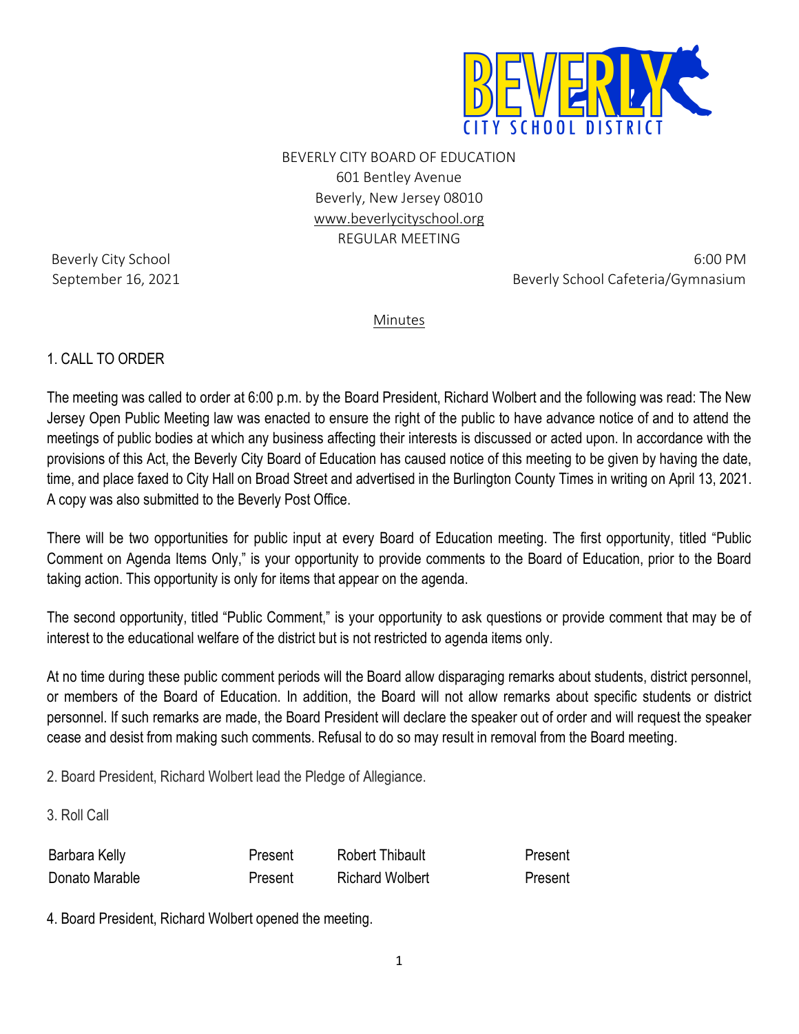BEVERLY CITY SCHOOL DISTRICT

BEVERLY CITY BOARD OF EDUCATION
601 Bentley Avenue
Beverly, New Jersey 08010
www.beverlycityschool.org
REGULAR MEETING

Beverly City School
September 16, 2021

6:00 PM
Beverly School Cafeteria/Gymnasium

Minutes

## 1. CALL TO ORDER

The meeting was called to order at 6:00 p.m. by the Board President, Richard Wolbert and the following was read: The New Jersey Open Public Meeting law was enacted to ensure the right of the public to have advance notice of and to attend the meetings of public bodies at which any business affecting their interests is discussed or acted upon. In accordance with the provisions of this Act, the Beverly City Board of Education has caused notice of this meeting to be given by having the date, time, and place faxed to City Hall on Broad Street and advertised in the Burlington County Times in writing on April 13, 2021. A copy was also submitted to the Beverly Post Office.

There will be two opportunities for public input at every Board of Education meeting. The first opportunity, titled "Public Comment on Agenda Items Only," is your opportunity to provide comments to the Board of Education, prior to the Board taking action. This opportunity is only for items that appear on the agenda.

The second opportunity, titled "Public Comment," is your opportunity to ask questions or provide comment that may be of interest to the educational welfare of the district but is not restricted to agenda items only.

At no time during these public comment periods will the Board allow disparaging remarks about students, district personnel, or members of the Board of Education. In addition, the Board will not allow remarks about specific students or district personnel. If such remarks are made, the Board President will declare the speaker out of order and will request the speaker cease and desist from making such comments. Refusal to do so may result in removal from the Board meeting.

2. Board President, Richard Wolbert lead the Pledge of Allegiance.

3. Roll Call

| | | | |
|---|---|---|---|
| Barbara Kelly | Present | Robert Thibault | Present |
| Donato Marable | Present | Richard Wolbert | Present |

4. Board President, Richard Wolbert opened the meeting.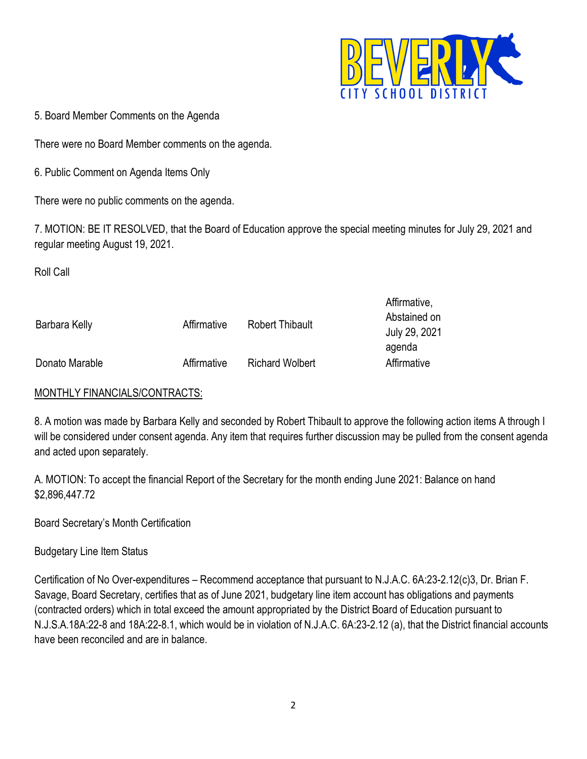5. Board Member Comments on the Agenda

There were no Board Member comments on the agenda.

6. Public Comment on Agenda Items Only

There were no public comments on the agenda.

7. MOTION: BE IT RESOLVED, that the Board of Education approve the special meeting minutes for July 29, 2021 and regular meeting August 19, 2021.

Roll Call

| | | | |
|---|---|---|---|
| Barbara Kelly | Affirmative | Robert Thibault | Affirmative, Abstained on July 29, 2021 agenda |
| Donato Marable | Affirmative | Richard Wolbert | Affirmative |

MONTHLY FINANCIALS/CONTRACTS:

8. A motion was made by Barbara Kelly and seconded by Robert Thibault to approve the following action items A through I will be considered under consent agenda. Any item that requires further discussion may be pulled from the consent agenda and acted upon separately.

A. MOTION: To accept the financial Report of the Secretary for the month ending June 2021: Balance on hand $2,896,447.72

Board Secretary's Month Certification

Budgetary Line Item Status

Certification of No Over-expenditures – Recommend acceptance that pursuant to N.J.A.C. 6A:23-2.12(c)3, Dr. Brian F. Savage, Board Secretary, certifies that as of June 2021, budgetary line item account has obligations and payments (contracted orders) which in total exceed the amount appropriated by the District Board of Education pursuant to N.J.S.A.18A:22-8 and 18A:22-8.1, which would be in violation of N.J.A.C. 6A:23-2.12 (a), that the District financial accounts have been reconciled and are in balance.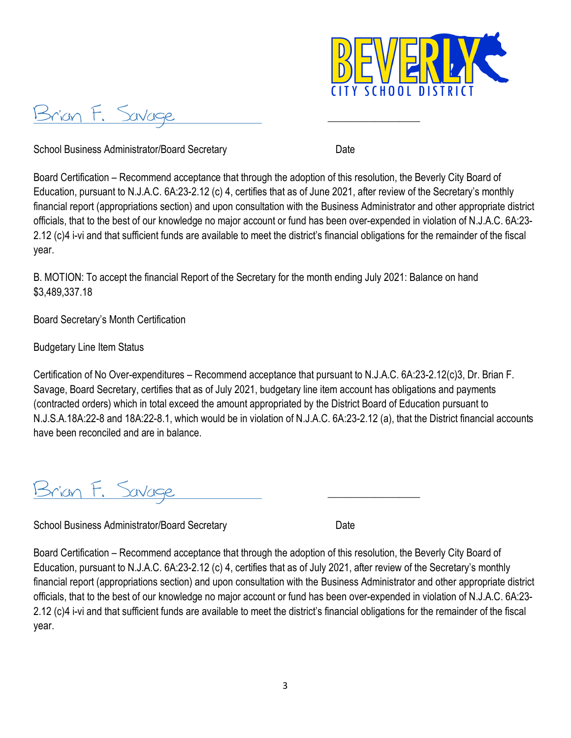Brian F. Savage

School Business Administrator/Board Secretary                    Date

Board Certification – Recommend acceptance that through the adoption of this resolution, the Beverly City Board of Education, pursuant to N.J.A.C. 6A:23-2.12 (c) 4, certifies that as of June 2021, after review of the Secretary's monthly financial report (appropriations section) and upon consultation with the Business Administrator and other appropriate district officials, that to the best of our knowledge no major account or fund has been over-expended in violation of N.J.A.C. 6A:23-2.12 (c)4 i-vi and that sufficient funds are available to meet the district's financial obligations for the remainder of the fiscal year.

B. MOTION: To accept the financial Report of the Secretary for the month ending July 2021: Balance on hand $3,489,337.18

Board Secretary's Month Certification

Budgetary Line Item Status

Certification of No Over-expenditures – Recommend acceptance that pursuant to N.J.A.C. 6A:23-2.12(c)3, Dr. Brian F. Savage, Board Secretary, certifies that as of July 2021, budgetary line item account has obligations and payments (contracted orders) which in total exceed the amount appropriated by the District Board of Education pursuant to N.J.S.A.18A:22-8 and 18A:22-8.1, which would be in violation of N.J.A.C. 6A:23-2.12 (a), that the District financial accounts have been reconciled and are in balance.

Brian F. Savage

School Business Administrator/Board Secretary                    Date

Board Certification – Recommend acceptance that through the adoption of this resolution, the Beverly City Board of Education, pursuant to N.J.A.C. 6A:23-2.12 (c) 4, certifies that as of July 2021, after review of the Secretary's monthly financial report (appropriations section) and upon consultation with the Business Administrator and other appropriate district officials, that to the best of our knowledge no major account or fund has been over-expended in violation of N.J.A.C. 6A:23-2.12 (c)4 i-vi and that sufficient funds are available to meet the district's financial obligations for the remainder of the fiscal year.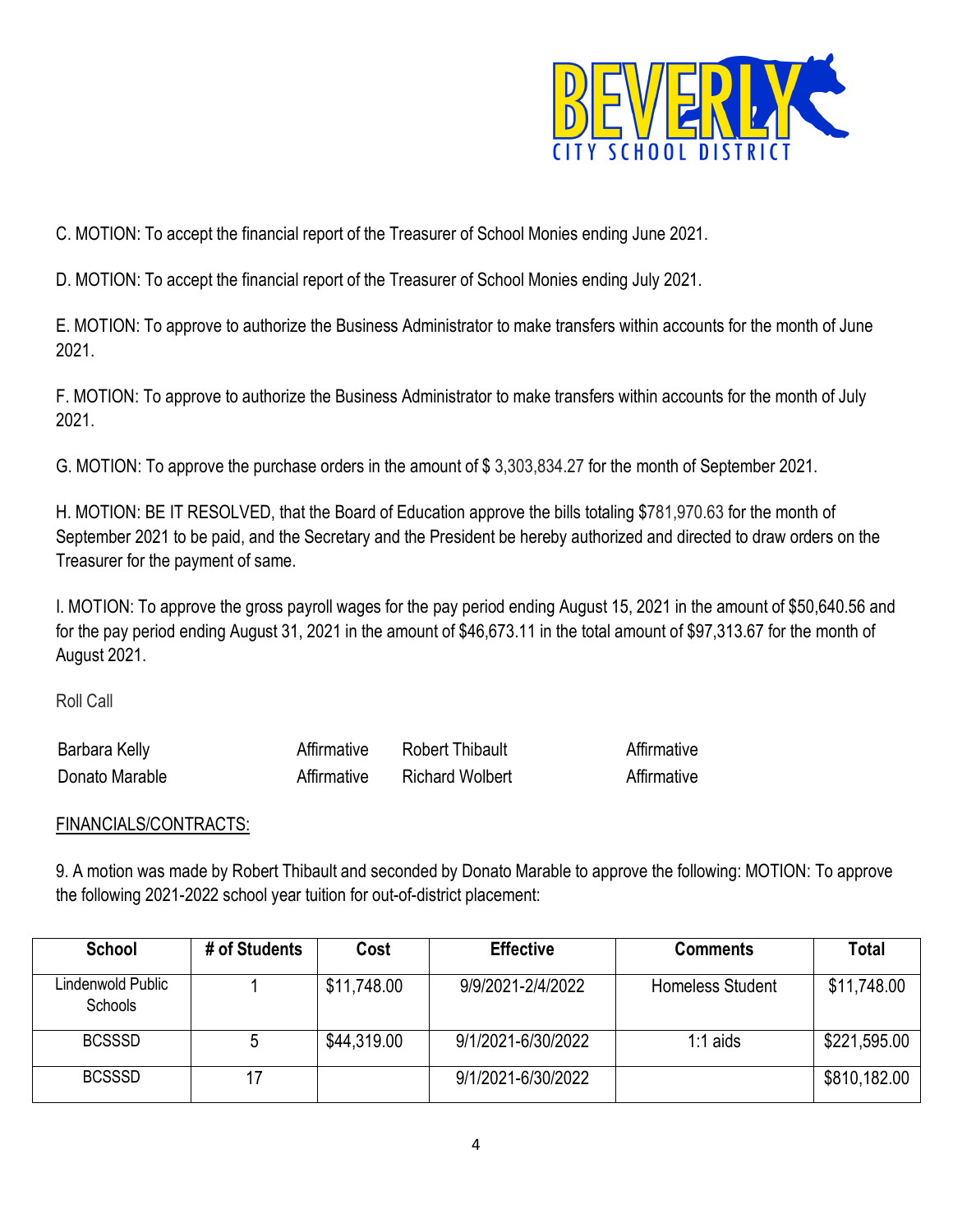C. MOTION: To accept the financial report of the Treasurer of School Monies ending June 2021.

D. MOTION: To accept the financial report of the Treasurer of School Monies ending July 2021.

E. MOTION: To approve to authorize the Business Administrator to make transfers within accounts for the month of June 2021.

F. MOTION: To approve to authorize the Business Administrator to make transfers within accounts for the month of July 2021.

G. MOTION: To approve the purchase orders in the amount of $ 3,303,834.27 for the month of September 2021.

H. MOTION: BE IT RESOLVED, that the Board of Education approve the bills totaling $781,970.63 for the month of September 2021 to be paid, and the Secretary and the President be hereby authorized and directed to draw orders on the Treasurer for the payment of same.

I. MOTION: To approve the gross payroll wages for the pay period ending August 15, 2021 in the amount of $50,640.56 and for the pay period ending August 31, 2021 in the amount of $46,673.11 in the total amount of $97,313.67 for the month of August 2021.

Roll Call

| | | | |
|---|---|---|---|
| Barbara Kelly | Affirmative | Robert Thibault | Affirmative |
| Donato Marable | Affirmative | Richard Wolbert | Affirmative |

FINANCIALS/CONTRACTS:

9. A motion was made by Robert Thibault and seconded by Donato Marable to approve the following: MOTION: To approve the following 2021-2022 school year tuition for out-of-district placement:

| School | # of Students | Cost | Effective | Comments | Total |
|---|---|---|---|---|---|
| Lindenwold Public Schools | 1 | $11,748.00 | 9/9/2021-2/4/2022 | Homeless Student | $11,748.00 |
| BCSSSD | 5 | $44,319.00 | 9/1/2021-6/30/2022 | 1:1 aids | $221,595.00 |
| BCSSSD | 17 | | 9/1/2021-6/30/2022 | | $810,182.00 |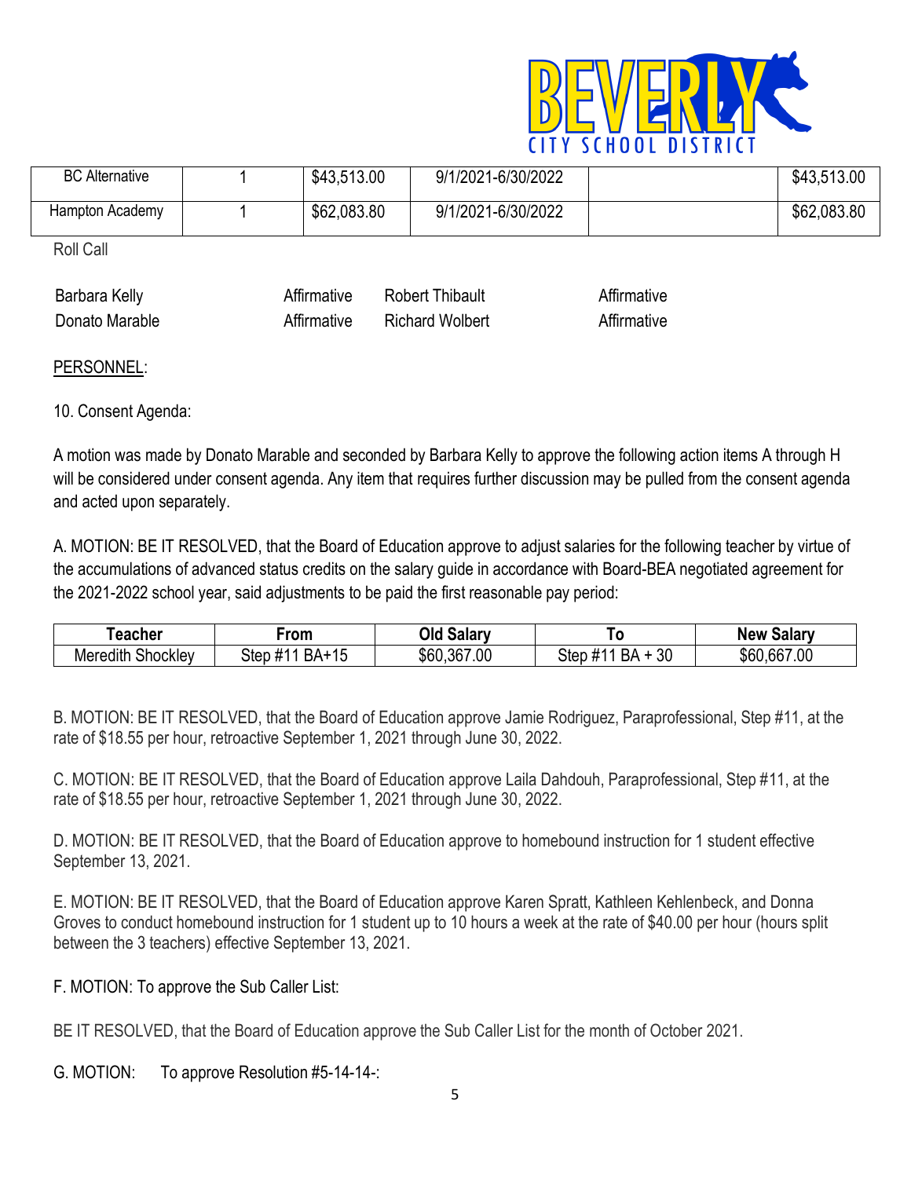| BC Alternative | 1 | $43,513.00 | 9/1/2021-6/30/2022 | | $43,513.00 |
|---|---|---|---|---|---|
| Hampton Academy | 1 | $62,083.80 | 9/1/2021-6/30/2022 | | $62,083.80 |

Roll Call

| | | | |
|---|---|---|---|
| Barbara Kelly | Affirmative | Robert Thibault | Affirmative |
| Donato Marable | Affirmative | Richard Wolbert | Affirmative |

PERSONNEL:

10. Consent Agenda:

A motion was made by Donato Marable and seconded by Barbara Kelly to approve the following action items A through H will be considered under consent agenda. Any item that requires further discussion may be pulled from the consent agenda and acted upon separately.

A. MOTION: BE IT RESOLVED, that the Board of Education approve to adjust salaries for the following teacher by virtue of the accumulations of advanced status credits on the salary guide in accordance with Board-BEA negotiated agreement for the 2021-2022 school year, said adjustments to be paid the first reasonable pay period:

| Teacher | From | Old Salary | To | New Salary |
|---|---|---|---|---|
| Meredith Shockley | Step #11 BA+15 | $60,367.00 | Step #11 BA + 30 | $60,667.00 |

B. MOTION: BE IT RESOLVED, that the Board of Education approve Jamie Rodriguez, Paraprofessional, Step #11, at the rate of $18.55 per hour, retroactive September 1, 2021 through June 30, 2022.

C. MOTION: BE IT RESOLVED, that the Board of Education approve Laila Dahdouh, Paraprofessional, Step #11, at the rate of $18.55 per hour, retroactive September 1, 2021 through June 30, 2022.

D. MOTION: BE IT RESOLVED, that the Board of Education approve to homebound instruction for 1 student effective September 13, 2021.

E. MOTION: BE IT RESOLVED, that the Board of Education approve Karen Spratt, Kathleen Kehlenbeck, and Donna Groves to conduct homebound instruction for 1 student up to 10 hours a week at the rate of $40.00 per hour (hours split between the 3 teachers) effective September 13, 2021.

F. MOTION: To approve the Sub Caller List:

BE IT RESOLVED, that the Board of Education approve the Sub Caller List for the month of October 2021.

G. MOTION: To approve Resolution #5-14-14-: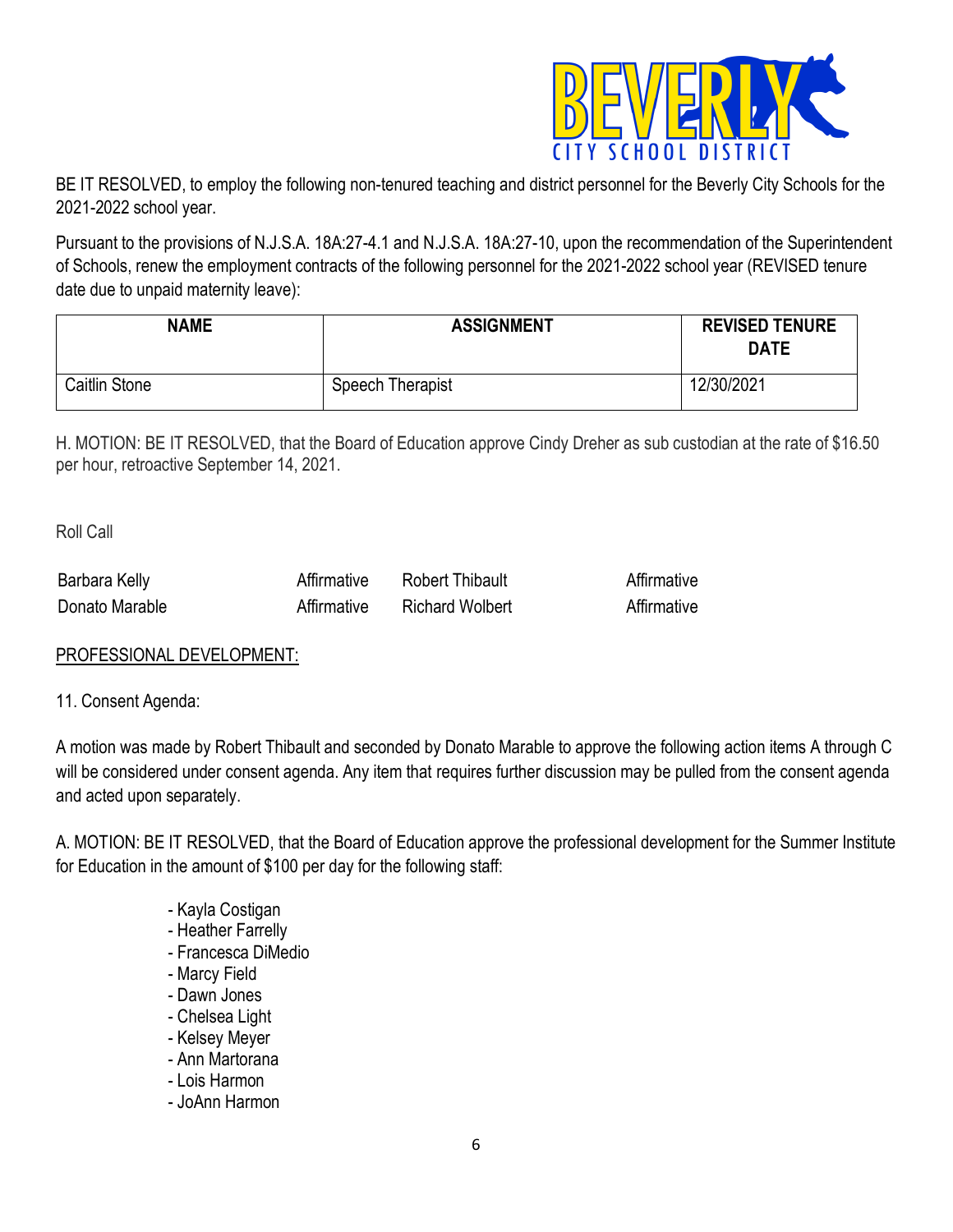BE IT RESOLVED, to employ the following non-tenured teaching and district personnel for the Beverly City Schools for the 2021-2022 school year.

Pursuant to the provisions of N.J.S.A. 18A:27-4.1 and N.J.S.A. 18A:27-10, upon the recommendation of the Superintendent of Schools, renew the employment contracts of the following personnel for the 2021-2022 school year (REVISED tenure date due to unpaid maternity leave):

| NAME | ASSIGNMENT | REVISED TENURE DATE |
|---|---|---|
| Caitlin Stone | Speech Therapist | 12/30/2021 |

H. MOTION: BE IT RESOLVED, that the Board of Education approve Cindy Dreher as sub custodian at the rate of $16.50 per hour, retroactive September 14, 2021.

Roll Call

| | | | |
|---|---|---|---|
| Barbara Kelly | Affirmative | Robert Thibault | Affirmative |
| Donato Marable | Affirmative | Richard Wolbert | Affirmative |

PROFESSIONAL DEVELOPMENT:

11. Consent Agenda:

A motion was made by Robert Thibault and seconded by Donato Marable to approve the following action items A through C will be considered under consent agenda. Any item that requires further discussion may be pulled from the consent agenda and acted upon separately.

A. MOTION: BE IT RESOLVED, that the Board of Education approve the professional development for the Summer Institute for Education in the amount of $100 per day for the following staff:

- Kayla Costigan
- Heather Farrelly
- Francesca DiMedio
- Marcy Field
- Dawn Jones
- Chelsea Light
- Kelsey Meyer
- Ann Martorana
- Lois Harmon
- JoAnn Harmon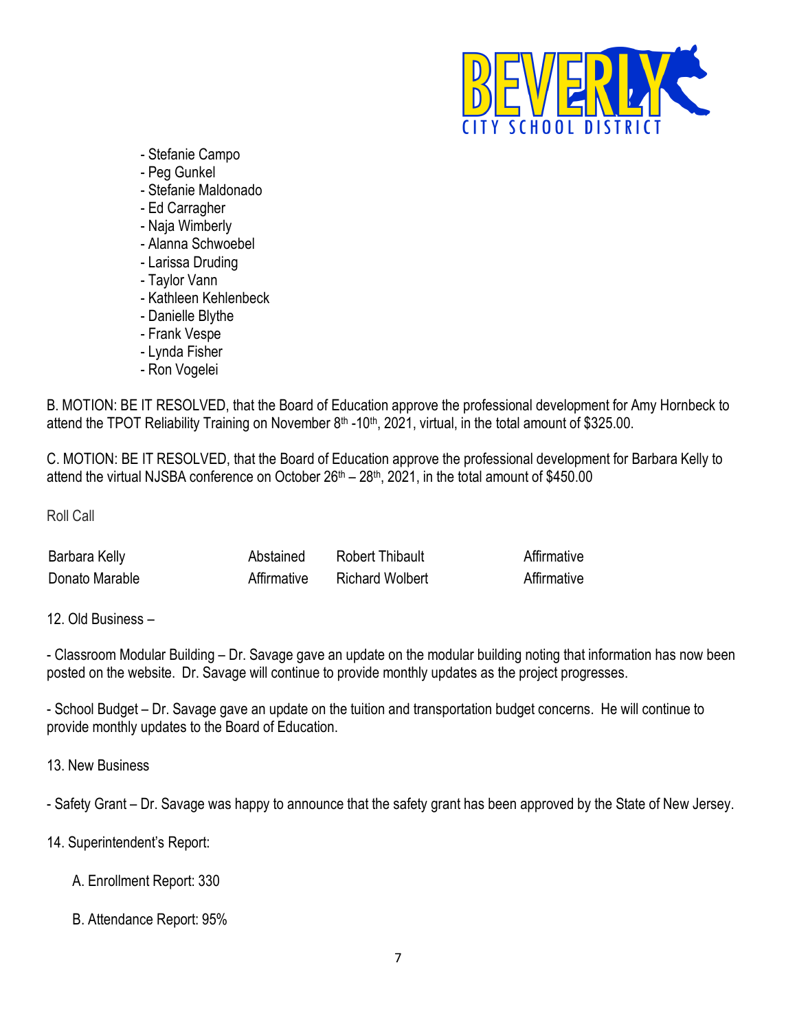- Stefanie Campo
- Peg Gunkel
- Stefanie Maldonado
- Ed Carragher
- Naja Wimberly
- Alanna Schwoebel
- Larissa Druding
- Taylor Vann
- Kathleen Kehlenbeck
- Danielle Blythe
- Frank Vespe
- Lynda Fisher
- Ron Vogelei

B. MOTION: BE IT RESOLVED, that the Board of Education approve the professional development for Amy Hornbeck to attend the TPOT Reliability Training on November 8th -10th, 2021, virtual, in the total amount of $325.00.

C. MOTION: BE IT RESOLVED, that the Board of Education approve the professional development for Barbara Kelly to attend the virtual NJSBA conference on October 26th – 28th, 2021, in the total amount of $450.00

Roll Call

| | | | |
|---|---|---|---|
| Barbara Kelly | Abstained | Robert Thibault | Affirmative |
| Donato Marable | Affirmative | Richard Wolbert | Affirmative |

12. Old Business –

- Classroom Modular Building – Dr. Savage gave an update on the modular building noting that information has now been posted on the website. Dr. Savage will continue to provide monthly updates as the project progresses.

- School Budget – Dr. Savage gave an update on the tuition and transportation budget concerns. He will continue to provide monthly updates to the Board of Education.

13. New Business

- Safety Grant – Dr. Savage was happy to announce that the safety grant has been approved by the State of New Jersey.

14. Superintendent's Report:

A. Enrollment Report: 330

B. Attendance Report: 95%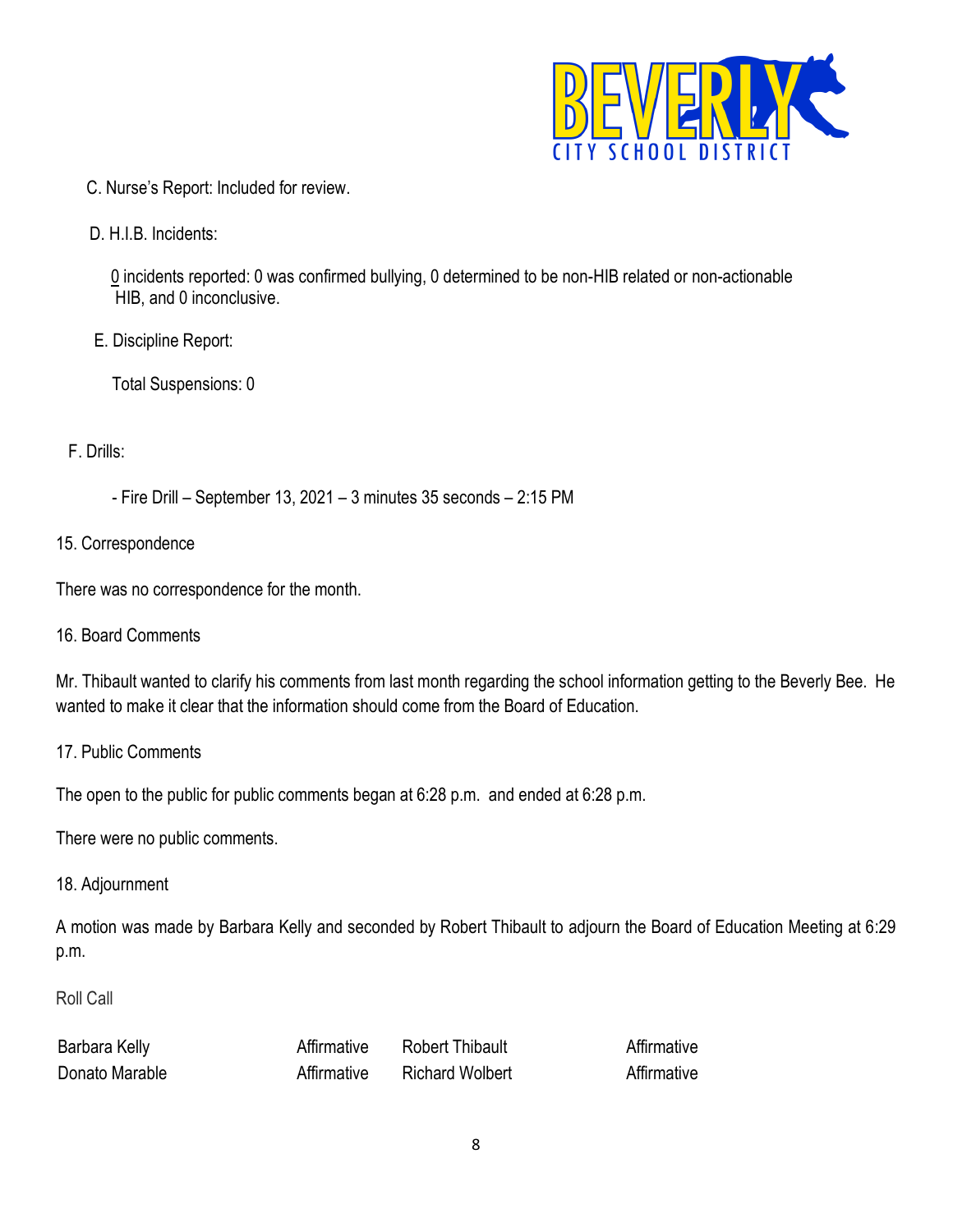C. Nurse's Report: Included for review.

D. H.I.B. Incidents:

0 incidents reported: 0 was confirmed bullying, 0 determined to be non-HIB related or non-actionable HIB, and 0 inconclusive.

E. Discipline Report:

Total Suspensions: 0

F. Drills:

- Fire Drill – September 13, 2021 – 3 minutes 35 seconds – 2:15 PM

15. Correspondence

There was no correspondence for the month.

16. Board Comments

Mr. Thibault wanted to clarify his comments from last month regarding the school information getting to the Beverly Bee. He wanted to make it clear that the information should come from the Board of Education.

17. Public Comments

The open to the public for public comments began at 6:28 p.m. and ended at 6:28 p.m.

There were no public comments.

18. Adjournment

A motion was made by Barbara Kelly and seconded by Robert Thibault to adjourn the Board of Education Meeting at 6:29 p.m.

Roll Call

| | | | |
|---|---|---|---|
| Barbara Kelly | Affirmative | Robert Thibault | Affirmative |
| Donato Marable | Affirmative | Richard Wolbert | Affirmative |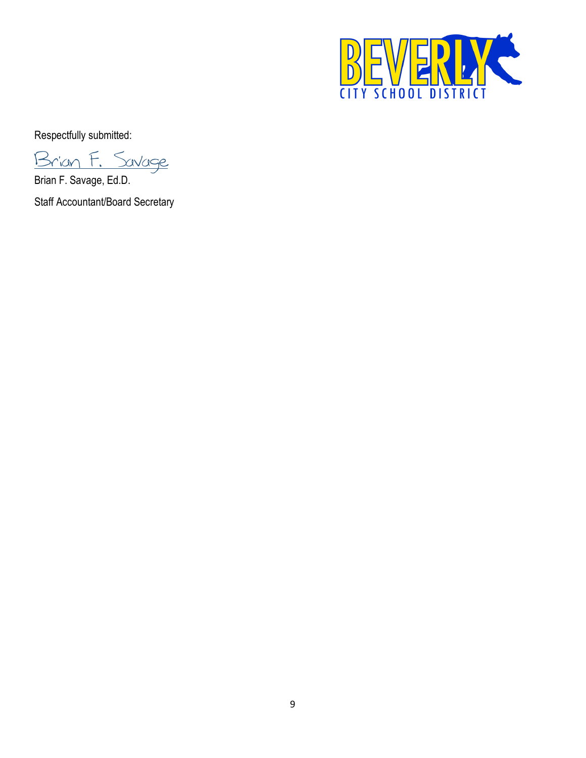Respectfully submitted:

Brian F. Savage

Brian F. Savage, Ed.D.

Staff Accountant/Board Secretary